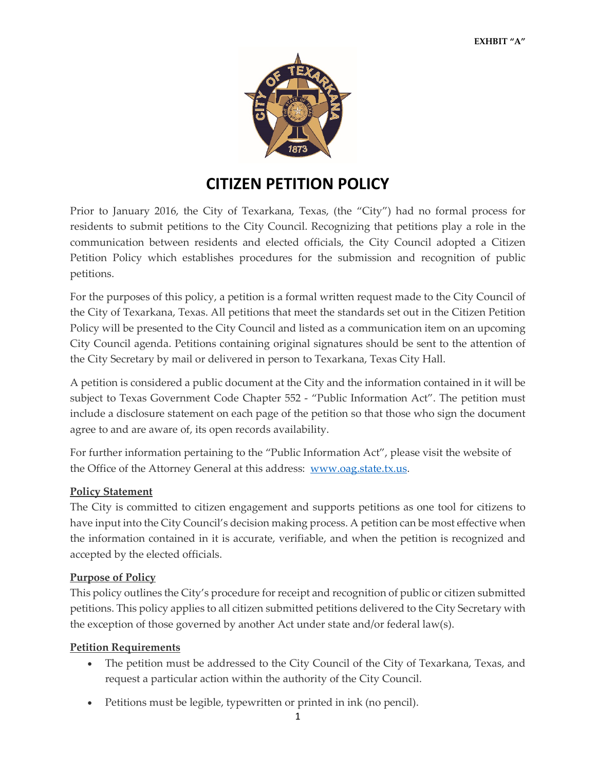**EXHBIT "A"**

# CITIZEN PETITION POLICY

Prior to January 2016, the City of Texarkana, Texas, (the "City") had no formal process for residents to submit petitions to the City Council. Recognizing that petitions play a role in the communication between residents and elected officials, the City Council adopted a Citizen Petition Policy which establishes procedures for the submission and recognition of public petitions.

For the purposes of this policy, a petition is a formal written request made to the City Council of the City of Texarkana, Texas. All petitions that meet the standards set out in the Citizen Petition Policy will be presented to the City Council and listed as a communication item on an upcoming City Council agenda. Petitions containing original signatures should be sent to the attention of the City Secretary by mail or delivered in person to Texarkana, Texas City Hall.

A petition is considered a public document at the City and the information contained in it will be subject to Texas Government Code Chapter 552 - "Public Information Act". The petition must include a disclosure statement on each page of the petition so that those who sign the document agree to and are aware of, its open records availability.

For further information pertaining to the "Public Information Act", please visit the website of the Office of the Attorney General at this address: [www.oag.state.tx.us](http://www.oag.state.tx.us).

## Policy Statement

The City is committed to citizen engagement and supports petitions as one tool for citizens to have input into the City Council's decision making process. A petition can be most effective when the information contained in it is accurate, verifiable, and when the petition is recognized and accepted by the elected officials.

## Purpose of Policy

This policy outlines the City's procedure for receipt and recognition of public or citizen submitted petitions. This policy applies to all citizen submitted petitions delivered to the City Secretary with the exception of those governed by another Act under state and/or federal law(s).

## Petition Requirements

- The petition must be addressed to the City Council of the City of Texarkana, Texas, and request a particular action within the authority of the City Council.
- Petitions must be legible, typewritten or printed in ink (no pencil).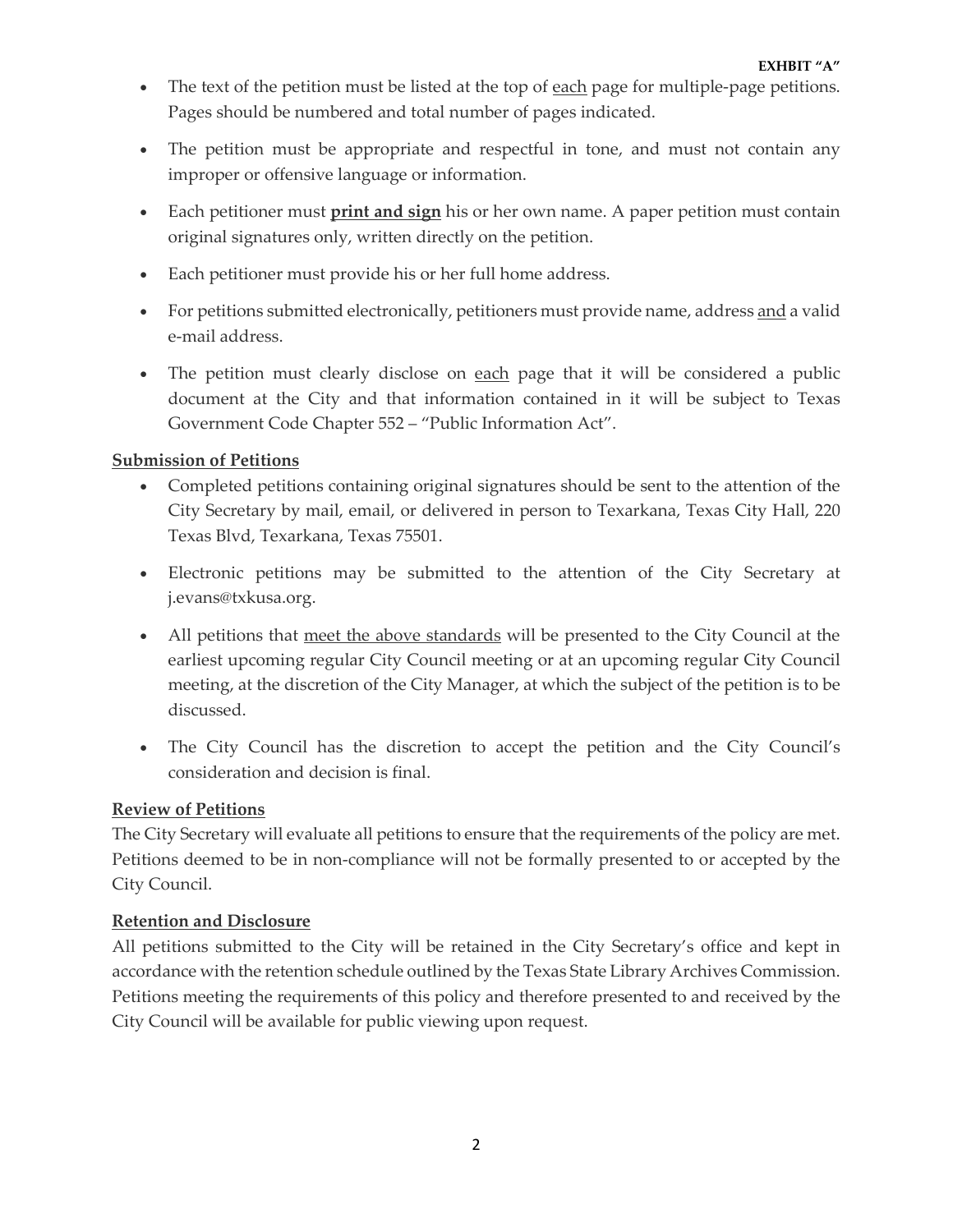**EXHBIT "A"**

- The text of the petition must be listed at the top of <u>each</u> page for multiple-page petitions. Pages should be numbered and total number of pages indicated.
- The petition must be appropriate and respectful in tone, and must not contain any improper or offensive language or information.
- Each petitioner must <u>**print and sign**</u> his or her own name. A paper petition must contain original signatures only, written directly on the petition.
- Each petitioner must provide his or her full home address.
- For petitions submitted electronically, petitioners must provide name, address <u>and</u> a valid e-mail address.
- The petition must clearly disclose on <u>each</u> page that it will be considered a public document at the City and that information contained in it will be subject to Texas Government Code Chapter 552 – "Public Information Act".

## <u>Submission of Petitions</u>

- Completed petitions containing original signatures should be sent to the attention of the City Secretary by mail, email, or delivered in person to Texarkana, Texas City Hall, 220 Texas Blvd, Texarkana, Texas 75501.
- Electronic petitions may be submitted to the attention of the City Secretary at j.evans@txkusa.org.
- All petitions that <u>meet the above standards</u> will be presented to the City Council at the earliest upcoming regular City Council meeting or at an upcoming regular City Council meeting, at the discretion of the City Manager, at which the subject of the petition is to be discussed.
- The City Council has the discretion to accept the petition and the City Council's consideration and decision is final.

## <u>Review of Petitions</u>

The City Secretary will evaluate all petitions to ensure that the requirements of the policy are met. Petitions deemed to be in non-compliance will not be formally presented to or accepted by the City Council.

## <u>Retention and Disclosure</u>

All petitions submitted to the City will be retained in the City Secretary's office and kept in accordance with the retention schedule outlined by the Texas State Library Archives Commission. Petitions meeting the requirements of this policy and therefore presented to and received by the City Council will be available for public viewing upon request.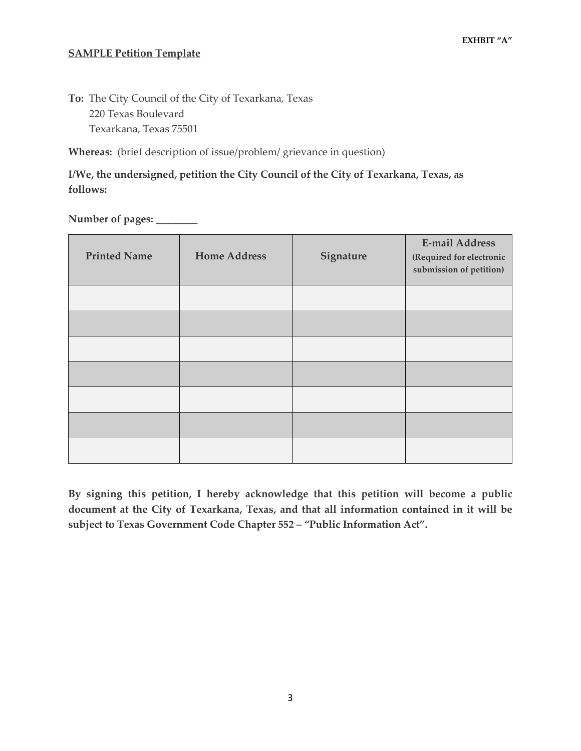**EXHBIT "A"**

**SAMPLE Petition Template**

**To:** The City Council of the City of Texarkana, Texas
220 Texas Boulevard
Texarkana, Texas 75501

**Whereas:** (brief description of issue/problem/ grievance in question)

**I/We, the undersigned, petition the City Council of the City of Texarkana, Texas, as follows:**

**Number of pages: ________**

| Printed Name | Home Address | Signature | E-mail Address (Required for electronic submission of petition) |
|---|---|---|---|
| | | | |
| | | | |
| | | | |
| | | | |
| | | | |
| | | | |
| | | | |

**By signing this petition, I hereby acknowledge that this petition will become a public document at the City of Texarkana, Texas, and that all information contained in it will be subject to Texas Government Code Chapter 552 – "Public Information Act".**